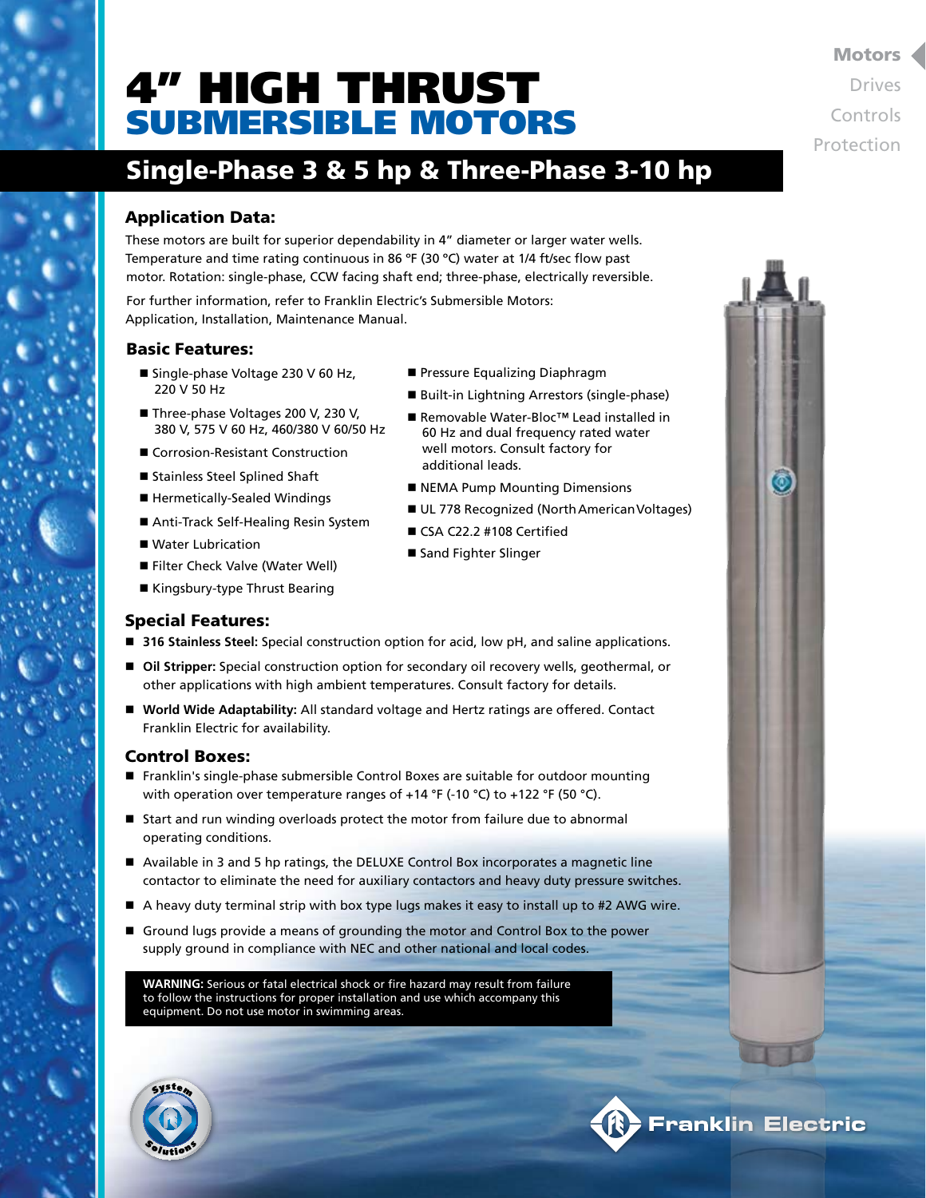# 4" HIGH THRUST SUBMERSIBLE MOTORS

Motors
Drives
Controls
Protection

## Single-Phase 3 & 5 hp & Three-Phase 3-10 hp

### Application Data:

These motors are built for superior dependability in 4" diameter or larger water wells. Temperature and time rating continuous in 86 °F (30 °C) water at 1/4 ft/sec flow past motor. Rotation: single-phase, CCW facing shaft end; three-phase, electrically reversible.

For further information, refer to Franklin Electric's Submersible Motors: Application, Installation, Maintenance Manual.

### Basic Features:

- Single-phase Voltage 230 V 60 Hz, 220 V 50 Hz
- Three-phase Voltages 200 V, 230 V, 380 V, 575 V 60 Hz, 460/380 V 60/50 Hz
- Corrosion-Resistant Construction
- Stainless Steel Splined Shaft
- Hermetically-Sealed Windings
- Anti-Track Self-Healing Resin System
- Water Lubrication
- Filter Check Valve (Water Well)
- Kingsbury-type Thrust Bearing
- Pressure Equalizing Diaphragm
- Built-in Lightning Arrestors (single-phase)
- Removable Water-Bloc™ Lead installed in 60 Hz and dual frequency rated water well motors. Consult factory for additional leads.
- NEMA Pump Mounting Dimensions
- UL 778 Recognized (North American Voltages)
- CSA C22.2 #108 Certified
- Sand Fighter Slinger

### Special Features:

- **316 Stainless Steel:** Special construction option for acid, low pH, and saline applications.
- **Oil Stripper:** Special construction option for secondary oil recovery wells, geothermal, or other applications with high ambient temperatures. Consult factory for details.
- **World Wide Adaptability:** All standard voltage and Hertz ratings are offered. Contact Franklin Electric for availability.

### Control Boxes:

- Franklin's single-phase submersible Control Boxes are suitable for outdoor mounting with operation over temperature ranges of +14 °F (-10 °C) to +122 °F (50 °C).
- Start and run winding overloads protect the motor from failure due to abnormal operating conditions.
- Available in 3 and 5 hp ratings, the DELUXE Control Box incorporates a magnetic line contactor to eliminate the need for auxiliary contactors and heavy duty pressure switches.
- A heavy duty terminal strip with box type lugs makes it easy to install up to #2 AWG wire.
- Ground lugs provide a means of grounding the motor and Control Box to the power supply ground in compliance with NEC and other national and local codes.

**WARNING:** Serious or fatal electrical shock or fire hazard may result from failure to follow the instructions for proper installation and use which accompany this equipment. Do not use motor in swimming areas.

System Solutions

Franklin Electric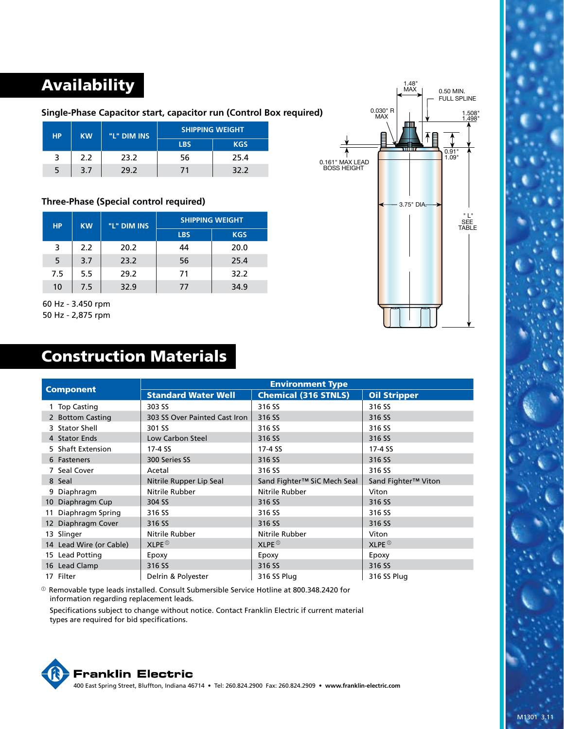## Availability

### Single-Phase Capacitor start, capacitor run (Control Box required)

| HP | KW | "L" DIM INS | SHIPPING WEIGHT | |
|---|---|---|---|---|
| | | | LBS | KGS |
| 3 | 2.2 | 23.2 | 56 | 25.4 |
| 5 | 3.7 | 29.2 | 71 | 32.2 |

### Three-Phase (Special control required)

| HP | KW | "L" DIM INS | SHIPPING WEIGHT | |
|---|---|---|---|---|
| | | | LBS | KGS |
| 3 | 2.2 | 20.2 | 44 | 20.0 |
| 5 | 3.7 | 23.2 | 56 | 25.4 |
| 7.5 | 5.5 | 29.2 | 71 | 32.2 |
| 10 | 7.5 | 32.9 | 77 | 34.9 |

60 Hz - 3.450 rpm
50 Hz - 2,875 rpm

1.48" MAX
0.50 MIN. FULL SPLINE
0.030" R MAX
1.508" 1.498"
0.161" MAX LEAD BOSS HEIGHT
0.91" 1.09"
3.75" DIA.
"L" SEE TABLE

## Construction Materials

| Component | Environment Type | | |
|---|---|---|---|
| | Standard Water Well | Chemical (316 STNLS) | Oil Stripper |
| 1 Top Casting | 303 SS | 316 SS | 316 SS |
| 2 Bottom Casting | 303 SS Over Painted Cast Iron | 316 SS | 316 SS |
| 3 Stator Shell | 301 SS | 316 SS | 316 SS |
| 4 Stator Ends | Low Carbon Steel | 316 SS | 316 SS |
| 5 Shaft Extension | 17-4 SS | 17-4 SS | 17-4 SS |
| 6 Fasteners | 300 Series SS | 316 SS | 316 SS |
| 7 Seal Cover | Acetal | 316 SS | 316 SS |
| 8 Seal | Nitrile Rupper Lip Seal | Sand Fighter™ SiC Mech Seal | Sand Fighter™ Viton |
| 9 Diaphragm | Nitrile Rubber | Nitrile Rubber | Viton |
| 10 Diaphragm Cup | 304 SS | 316 SS | 316 SS |
| 11 Diaphragm Spring | 316 SS | 316 SS | 316 SS |
| 12 Diaphragm Cover | 316 SS | 316 SS | 316 SS |
| 13 Slinger | Nitrile Rubber | Nitrile Rubber | Viton |
| 14 Lead Wire (or Cable) | XLPE[1] | XLPE[1] | XLPE[1] |
| 15 Lead Potting | Epoxy | Epoxy | Epoxy |
| 16 Lead Clamp | 316 SS | 316 SS | 316 SS |
| 17 Filter | Delrin & Polyester | 316 SS Plug | 316 SS Plug |

[1] Removable type leads installed. Consult Submersible Service Hotline at 800.348.2420 for information regarding replacement leads.

Specifications subject to change without notice. Contact Franklin Electric if current material types are required for bid specifications.

**Franklin Electric**
400 East Spring Street, Bluffton, Indiana 46714 • Tel: 260.824.2900 Fax: 260.824.2909 • www.franklin-electric.com

M1301 3.11